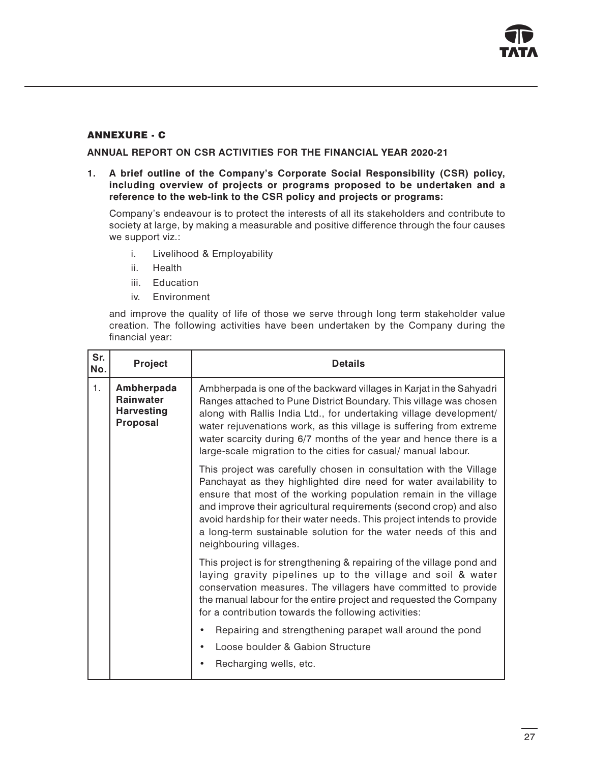## ANNEXURE - C

### ANNUAL REPORT ON CSR ACTIVITIES FOR THE FINANCIAL YEAR 2020-21

**1. A brief outline of the Company's Corporate Social Responsibility (CSR) policy, including overview of projects or programs proposed to be undertaken and a reference to the web-link to the CSR policy and projects or programs:**

Company's endeavour is to protect the interests of all its stakeholders and contribute to society at large, by making a measurable and positive difference through the four causes we support viz.:

i. Livelihood & Employability
ii. Health
iii. Education
iv. Environment

and improve the quality of life of those we serve through long term stakeholder value creation. The following activities have been undertaken by the Company during the financial year:

| Sr. No. | Project | Details |
|---|---|---|
| 1. | **Ambherpada Rainwater Harvesting Proposal** | Ambherpada is one of the backward villages in Karjat in the Sahyadri Ranges attached to Pune District Boundary. This village was chosen along with Rallis India Ltd., for undertaking village development/ water rejuvenations work, as this village is suffering from extreme water scarcity during 6/7 months of the year and hence there is a large-scale migration to the cities for casual/ manual labour.<br><br>This project was carefully chosen in consultation with the Village Panchayat as they highlighted dire need for water availability to ensure that most of the working population remain in the village and improve their agricultural requirements (second crop) and also avoid hardship for their water needs. This project intends to provide a long-term sustainable solution for the water needs of this and neighbouring villages.<br><br>This project is for strengthening & repairing of the village pond and laying gravity pipelines up to the village and soil & water conservation measures. The villagers have committed to provide the manual labour for the entire project and requested the Company for a contribution towards the following activities:<br><br>• Repairing and strengthening parapet wall around the pond<br>• Loose boulder & Gabion Structure<br>• Recharging wells, etc. |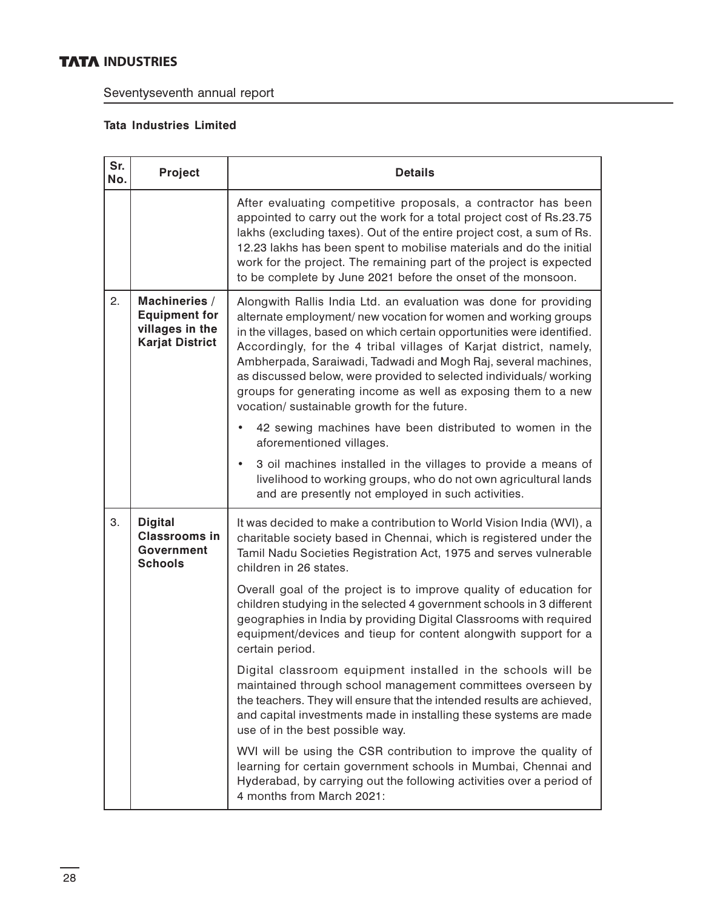**Tata Industries Limited**

| Sr. No. | Project | Details |
|---|---|---|
| | | After evaluating competitive proposals, a contractor has been appointed to carry out the work for a total project cost of Rs.23.75 lakhs (excluding taxes). Out of the entire project cost, a sum of Rs. 12.23 lakhs has been spent to mobilise materials and do the initial work for the project. The remaining part of the project is expected to be complete by June 2021 before the onset of the monsoon. |
| 2. | **Machineries / Equipment for villages in the Karjat District** | Alongwith Rallis India Ltd. an evaluation was done for providing alternate employment/ new vocation for women and working groups in the villages, based on which certain opportunities were identified. Accordingly, for the 4 tribal villages of Karjat district, namely, Ambherpada, Saraiwadi, Tadwadi and Mogh Raj, several machines, as discussed below, were provided to selected individuals/ working groups for generating income as well as exposing them to a new vocation/ sustainable growth for the future.<br>• 42 sewing machines have been distributed to women in the aforementioned villages.<br>• 3 oil machines installed in the villages to provide a means of livelihood to working groups, who do not own agricultural lands and are presently not employed in such activities. |
| 3. | **Digital Classrooms in Government Schools** | It was decided to make a contribution to World Vision India (WVI), a charitable society based in Chennai, which is registered under the Tamil Nadu Societies Registration Act, 1975 and serves vulnerable children in 26 states.<br>Overall goal of the project is to improve quality of education for children studying in the selected 4 government schools in 3 different geographies in India by providing Digital Classrooms with required equipment/devices and tieup for content alongwith support for a certain period.<br>Digital classroom equipment installed in the schools will be maintained through school management committees overseen by the teachers. They will ensure that the intended results are achieved, and capital investments made in installing these systems are made use of in the best possible way.<br>WVI will be using the CSR contribution to improve the quality of learning for certain government schools in Mumbai, Chennai and Hyderabad, by carrying out the following activities over a period of 4 months from March 2021: |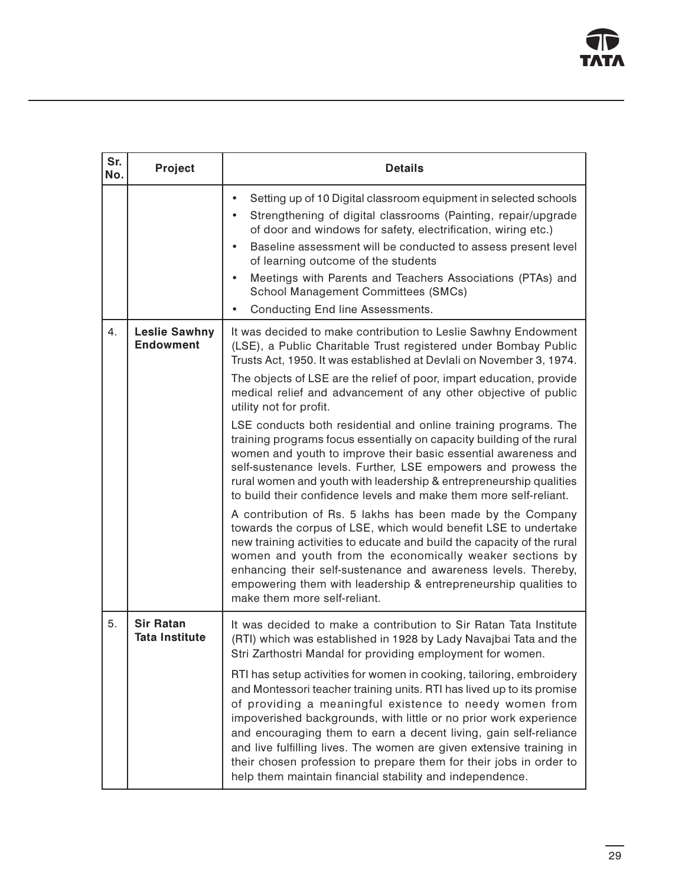| Sr. No. | Project | Details |
|---|---|---|
| | | • Setting up of 10 Digital classroom equipment in selected schools<br>• Strengthening of digital classrooms (Painting, repair/upgrade of door and windows for safety, electrification, wiring etc.)<br>• Baseline assessment will be conducted to assess present level of learning outcome of the students<br>• Meetings with Parents and Teachers Associations (PTAs) and School Management Committees (SMCs)<br>• Conducting End line Assessments. |
| 4. | **Leslie Sawhny Endowment** | It was decided to make contribution to Leslie Sawhny Endowment (LSE), a Public Charitable Trust registered under Bombay Public Trusts Act, 1950. It was established at Devlali on November 3, 1974.<br><br>The objects of LSE are the relief of poor, impart education, provide medical relief and advancement of any other objective of public utility not for profit.<br><br>LSE conducts both residential and online training programs. The training programs focus essentially on capacity building of the rural women and youth to improve their basic essential awareness and self-sustenance levels. Further, LSE empowers and prowess the rural women and youth with leadership & entrepreneurship qualities to build their confidence levels and make them more self-reliant.<br><br>A contribution of Rs. 5 lakhs has been made by the Company towards the corpus of LSE, which would benefit LSE to undertake new training activities to educate and build the capacity of the rural women and youth from the economically weaker sections by enhancing their self-sustenance and awareness levels. Thereby, empowering them with leadership & entrepreneurship qualities to make them more self-reliant. |
| 5. | **Sir Ratan Tata Institute** | It was decided to make a contribution to Sir Ratan Tata Institute (RTI) which was established in 1928 by Lady Navajbai Tata and the Stri Zarthostri Mandal for providing employment for women.<br><br>RTI has setup activities for women in cooking, tailoring, embroidery and Montessori teacher training units. RTI has lived up to its promise of providing a meaningful existence to needy women from impoverished backgrounds, with little or no prior work experience and encouraging them to earn a decent living, gain self-reliance and live fulfilling lives. The women are given extensive training in their chosen profession to prepare them for their jobs in order to help them maintain financial stability and independence. |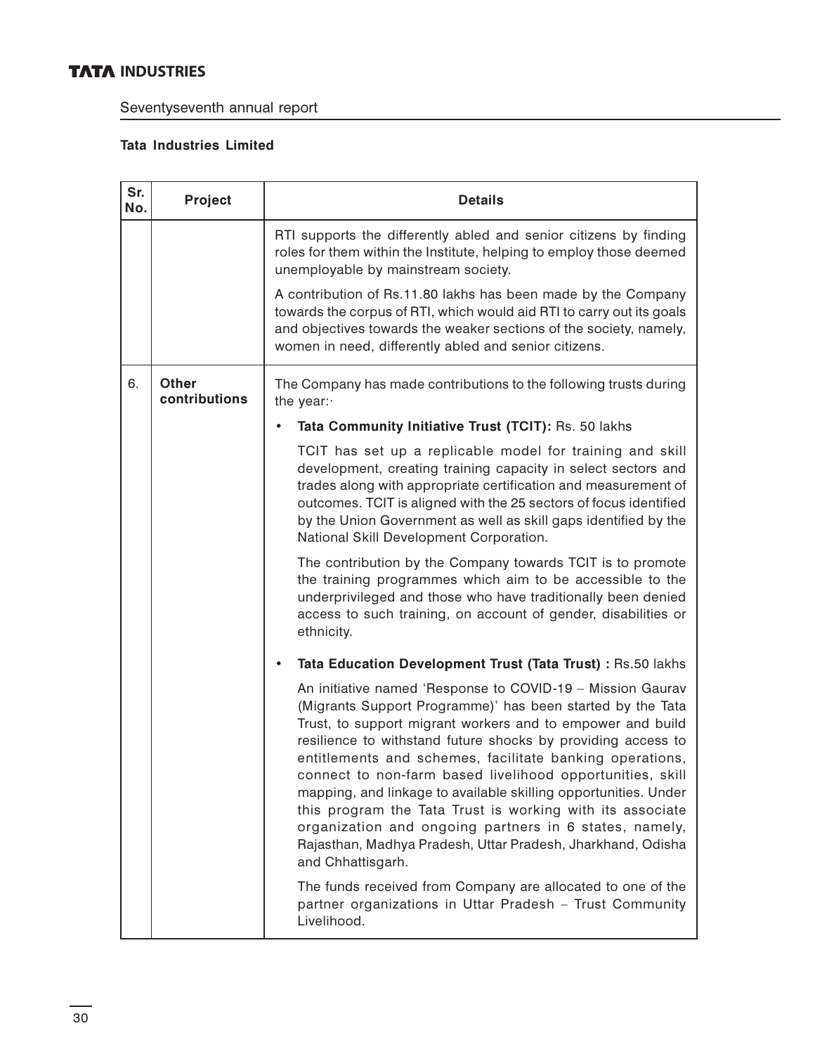**Tata Industries Limited**

| Sr. No. | Project | Details |
|---|---|---|
| | | RTI supports the differently abled and senior citizens by finding roles for them within the Institute, helping to employ those deemed unemployable by mainstream society.<br><br>A contribution of Rs.11.80 lakhs has been made by the Company towards the corpus of RTI, which would aid RTI to carry out its goals and objectives towards the weaker sections of the society, namely, women in need, differently abled and senior citizens. |
| 6. | **Other contributions** | The Company has made contributions to the following trusts during the year:·<br><br>• **Tata Community Initiative Trust (TCIT):** Rs. 50 lakhs<br><br>TCIT has set up a replicable model for training and skill development, creating training capacity in select sectors and trades along with appropriate certification and measurement of outcomes. TCIT is aligned with the 25 sectors of focus identified by the Union Government as well as skill gaps identified by the National Skill Development Corporation.<br><br>The contribution by the Company towards TCIT is to promote the training programmes which aim to be accessible to the underprivileged and those who have traditionally been denied access to such training, on account of gender, disabilities or ethnicity.<br><br>• **Tata Education Development Trust (Tata Trust) :** Rs.50 lakhs<br><br>An initiative named 'Response to COVID-19 – Mission Gaurav (Migrants Support Programme)' has been started by the Tata Trust, to support migrant workers and to empower and build resilience to withstand future shocks by providing access to entitlements and schemes, facilitate banking operations, connect to non-farm based livelihood opportunities, skill mapping, and linkage to available skilling opportunities. Under this program the Tata Trust is working with its associate organization and ongoing partners in 6 states, namely, Rajasthan, Madhya Pradesh, Uttar Pradesh, Jharkhand, Odisha and Chhattisgarh.<br><br>The funds received from Company are allocated to one of the partner organizations in Uttar Pradesh – Trust Community Livelihood. |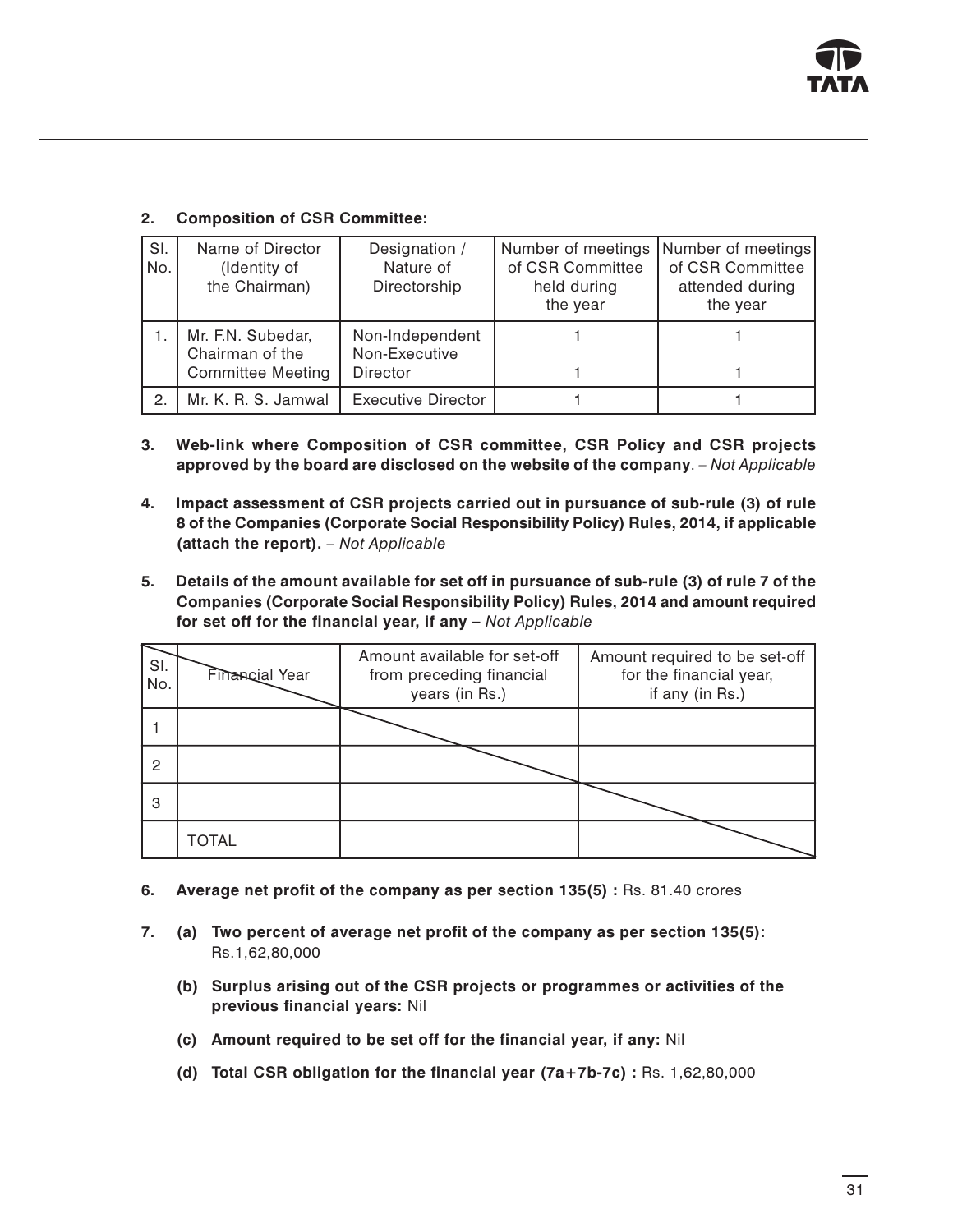**2. Composition of CSR Committee:**

| Sl. No. | Name of Director (Identity of the Chairman) | Designation / Nature of Directorship | Number of meetings of CSR Committee held during the year | Number of meetings of CSR Committee attended during the year |
|---|---|---|---|---|
| 1. | Mr. F.N. Subedar, Chairman of the Committee Meeting | Non-Independent Non-Executive Director | 1<br>1 | 1<br>1 |
| 2. | Mr. K. R. S. Jamwal | Executive Director | 1 | 1 |

**3. Web-link where Composition of CSR committee, CSR Policy and CSR projects approved by the board are disclosed on the website of the company**. – *Not Applicable*

**4. Impact assessment of CSR projects carried out in pursuance of sub-rule (3) of rule 8 of the Companies (Corporate Social Responsibility Policy) Rules, 2014, if applicable (attach the report).** – *Not Applicable*

**5. Details of the amount available for set off in pursuance of sub-rule (3) of rule 7 of the Companies (Corporate Social Responsibility Policy) Rules, 2014 and amount required for set off for the financial year, if any –** *Not Applicable*

| Sl. No. | Financial Year | Amount available for set-off from preceding financial years (in Rs.) | Amount required to be set-off for the financial year, if any (in Rs.) |
|---|---|---|---|
| 1 | | | |
| 2 | | | |
| 3 | | | |
| | TOTAL | | |

**6. Average net profit of the company as per section 135(5) :** Rs. 81.40 crores

**7. (a) Two percent of average net profit of the company as per section 135(5):** Rs.1,62,80,000

**(b) Surplus arising out of the CSR projects or programmes or activities of the previous financial years:** Nil

**(c) Amount required to be set off for the financial year, if any:** Nil

**(d) Total CSR obligation for the financial year (7a+7b-7c) :** Rs. 1,62,80,000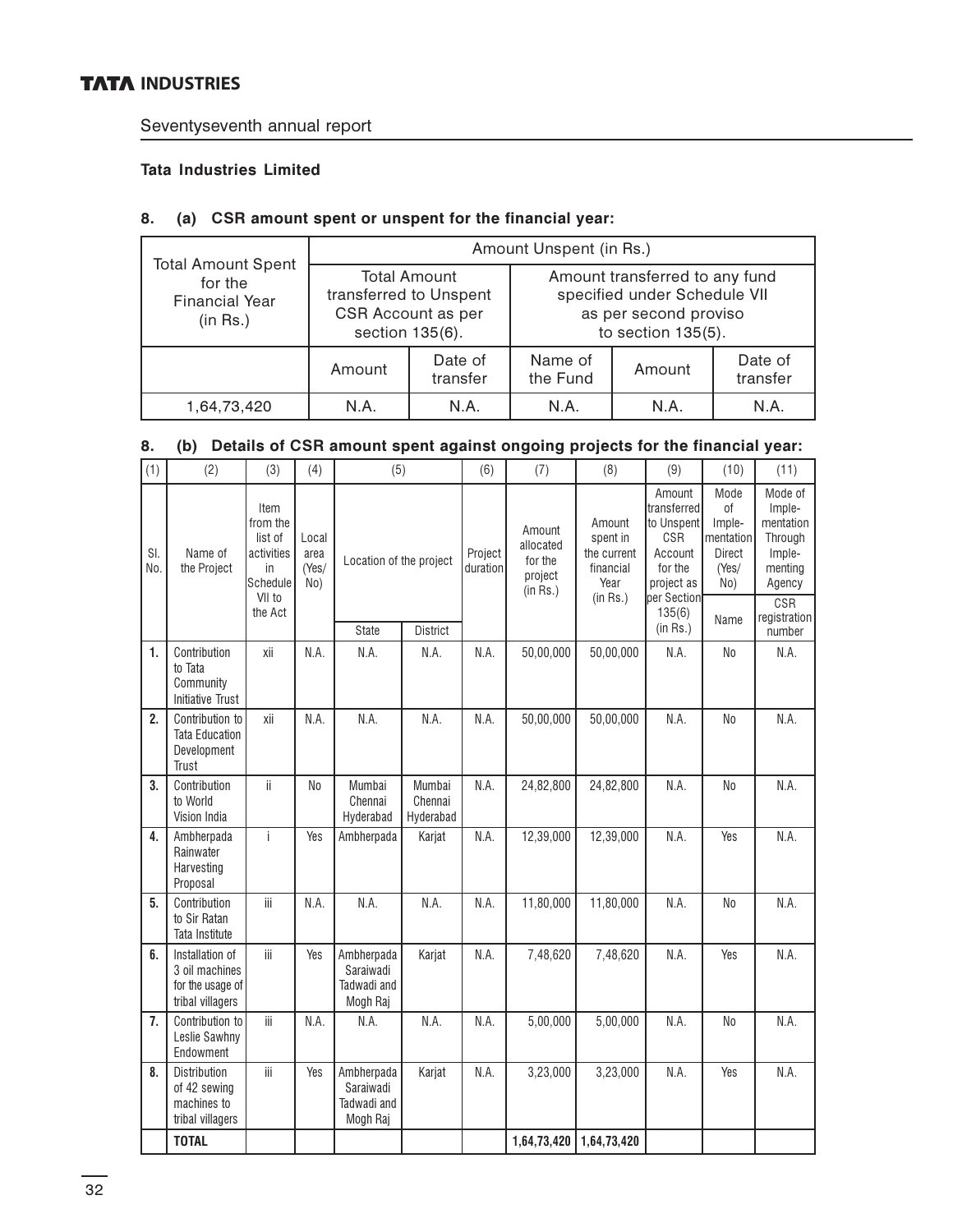### Tata Industries Limited

**8. (a) CSR amount spent or unspent for the financial year:**

| Total Amount Spent for the Financial Year (in Rs.) | Amount Unspent (in Rs.) | | | | |
|---|---|---|---|---|---|
| | Total Amount transferred to Unspent CSR Account as per section 135(6). | | Amount transferred to any fund specified under Schedule VII as per second proviso to section 135(5). | | |
| | Amount | Date of transfer | Name of the Fund | Amount | Date of transfer |
| 1,64,73,420 | N.A. | N.A. | N.A. | N.A. | N.A. |

**8. (b) Details of CSR amount spent against ongoing projects for the financial year:**

| (1) | (2) | (3) | (4) | (5) | | (6) | (7) | (8) | (9) | (10) | (11) |
|---|---|---|---|---|---|---|---|---|---|---|---|
| Sl. No. | Name of the Project | Item from the list of activities in Schedule VII to the Act | Local area (Yes/ No) | Location of the project | | Project duration | Amount allocated for the project (in Rs.) | Amount spent in the current financial Year (in Rs.) | Amount transferred to Unspent CSR Account for the project as per Section 135(6) (in Rs.) | Mode of Implementation Direct (Yes/ No) | Mode of Implementation Through Implementing Agency |
| | | | | State | District | | | | | Name | CSR registration number |
| 1. | Contribution to Tata Community Initiative Trust | xii | N.A. | N.A. | N.A. | N.A. | 50,00,000 | 50,00,000 | N.A. | No | N.A. |
| 2. | Contribution to Tata Education Development Trust | xii | N.A. | N.A. | N.A. | N.A. | 50,00,000 | 50,00,000 | N.A. | No | N.A. |
| 3. | Contribution to World Vision India | ii | No | Mumbai Chennai Hyderabad | Mumbai Chennai Hyderabad | N.A. | 24,82,800 | 24,82,800 | N.A. | No | N.A. |
| 4. | Ambherpada Rainwater Harvesting Proposal | i | Yes | Ambherpada | Karjat | N.A. | 12,39,000 | 12,39,000 | N.A. | Yes | N.A. |
| 5. | Contribution to Sir Ratan Tata Institute | iii | N.A. | N.A. | N.A. | N.A. | 11,80,000 | 11,80,000 | N.A. | No | N.A. |
| 6. | Installation of 3 oil machines for the usage of tribal villagers | iii | Yes | Ambherpada Saraiwadi Tadwadi and Mogh Raj | Karjat | N.A. | 7,48,620 | 7,48,620 | N.A. | Yes | N.A. |
| 7. | Contribution to Leslie Sawhny Endowment | iii | N.A. | N.A. | N.A. | N.A. | 5,00,000 | 5,00,000 | N.A. | No | N.A. |
| 8. | Distribution of 42 sewing machines to tribal villagers | iii | Yes | Ambherpada Saraiwadi Tadwadi and Mogh Raj | Karjat | N.A. | 3,23,000 | 3,23,000 | N.A. | Yes | N.A. |
| | **TOTAL** | | | | | | **1,64,73,420** | **1,64,73,420** | | | |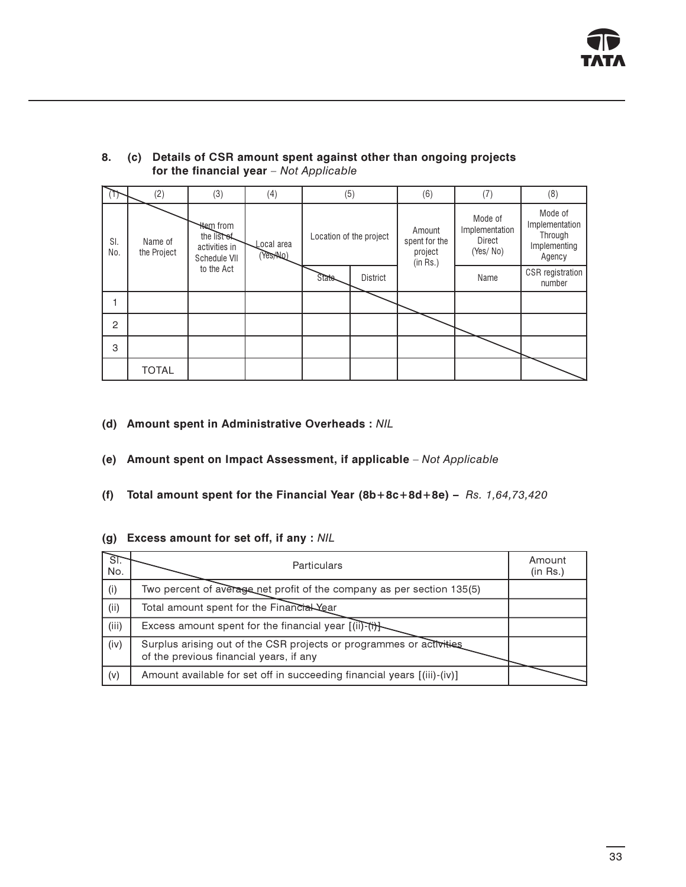8. **(c) Details of CSR amount spent against other than ongoing projects for the financial year** – *Not Applicable*

| (1) | (2) | (3) | (4) | (5) | | (6) | (7) | (8) |
|---|---|---|---|---|---|---|---|---|
| Sl. No. | Name of the Project | Item from the list of activities in Schedule VII to the Act | Local area (Yes/No) | Location of the project | | Amount spent for the project (in Rs.) | Mode of Implementation Direct (Yes/ No) | Mode of Implementation Through Implementing Agency |
| | | | | State | District | | Name | CSR registration number |
| 1 | | | | | | | | |
| 2 | | | | | | | | |
| 3 | | | | | | | | |
| | TOTAL | | | | | | | |

**(d) Amount spent in Administrative Overheads :** *NIL*

**(e) Amount spent on Impact Assessment, if applicable** – *Not Applicable*

**(f) Total amount spent for the Financial Year (8b+8c+8d+8e) –** *Rs. 1,64,73,420*

**(g) Excess amount for set off, if any :** *NIL*

| Sl. No. | Particulars | Amount (in Rs.) |
|---|---|---|
| (i) | Two percent of average net profit of the company as per section 135(5) | |
| (ii) | Total amount spent for the Financial Year | |
| (iii) | Excess amount spent for the financial year [(ii)-(i)] | |
| (iv) | Surplus arising out of the CSR projects or programmes or activities of the previous financial years, if any | |
| (v) | Amount available for set off in succeeding financial years [(iii)-(iv)] | |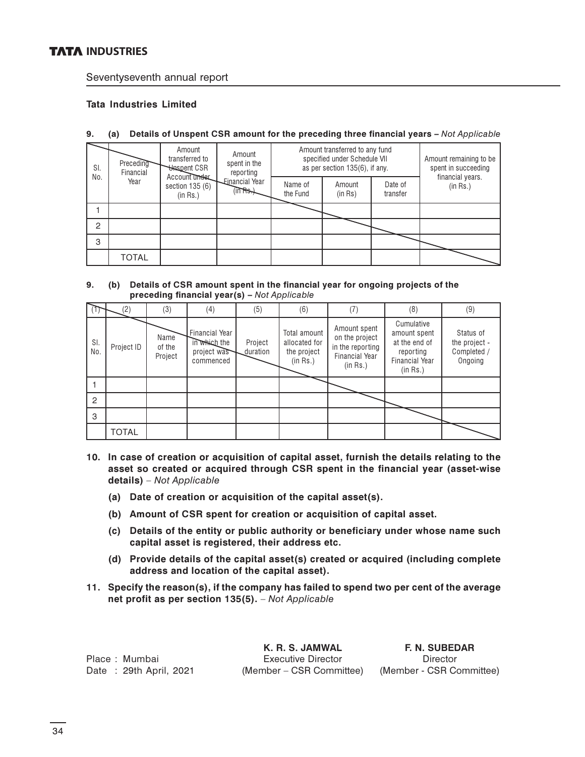**Tata Industries Limited**

**9. (a) Details of Unspent CSR amount for the preceding three financial years –** *Not Applicable*

| Sl. No. | Preceding Financial Year | Amount transferred to Unspent CSR Account under section 135 (6) (in Rs.) | Amount spent in the reporting Financial Year (in Rs.) | Amount transferred to any fund specified under Schedule VII as per section 135(6), if any. | | | Amount remaining to be spent in succeeding financial years. (in Rs.) |
|---|---|---|---|---|---|---|---|
| | | | | Name of the Fund | Amount (in Rs) | Date of transfer | |
| 1 | | | | | | | |
| 2 | | | | | | | |
| 3 | | | | | | | |
| | TOTAL | | | | | | |

**9. (b) Details of CSR amount spent in the financial year for ongoing projects of the preceding financial year(s) –** *Not Applicable*

| (1) | (2) | (3) | (4) | (5) | (6) | (7) | (8) | (9) |
|---|---|---|---|---|---|---|---|---|
| Sl. No. | Project ID | Name of the Project | Financial Year in which the project was commenced | Project duration | Total amount allocated for the project (in Rs.) | Amount spent on the project in the reporting Financial Year (in Rs.) | Cumulative amount spent at the end of reporting Financial Year (in Rs.) | Status of the project - Completed / Ongoing |
| 1 | | | | | | | | |
| 2 | | | | | | | | |
| 3 | | | | | | | | |
| | TOTAL | | | | | | | |

**10. In case of creation or acquisition of capital asset, furnish the details relating to the asset so created or acquired through CSR spent in the financial year (asset-wise details)** – *Not Applicable*

**(a) Date of creation or acquisition of the capital asset(s).**

**(b) Amount of CSR spent for creation or acquisition of capital asset.**

**(c) Details of the entity or public authority or beneficiary under whose name such capital asset is registered, their address etc.**

**(d) Provide details of the capital asset(s) created or acquired (including complete address and location of the capital asset).**

**11. Specify the reason(s), if the company has failed to spend two per cent of the average net profit as per section 135(5).** – *Not Applicable*

Place : Mumbai
Date : 29th April, 2021

**K. R. S. JAMWAL**
Executive Director
(Member – CSR Committee)

**F. N. SUBEDAR**
Director
(Member - CSR Committee)